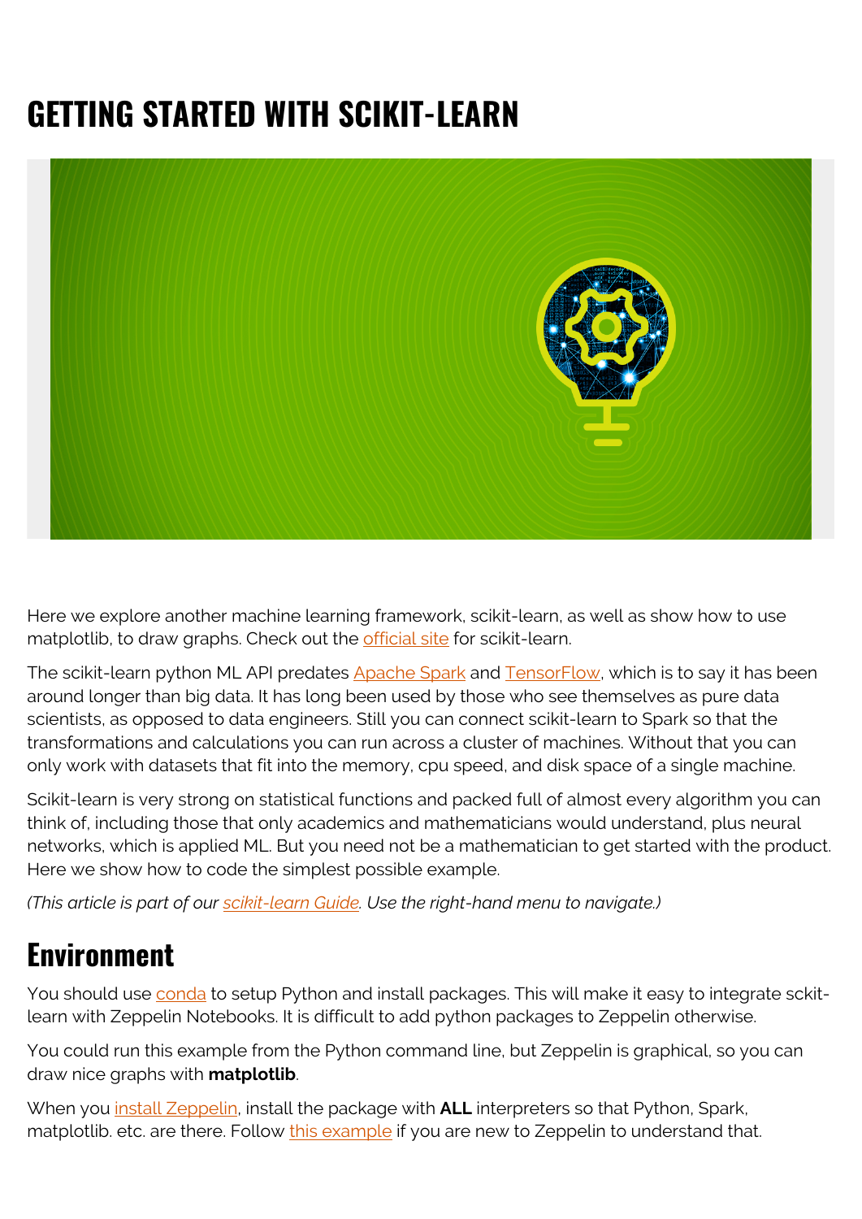# GETTING STARTED WITH SCIKIT-LEARN

Here we explore another machine learning framework, scikit-learn, as well as show how to use matplotlib, to draw graphs. Check out the official site for scikit-learn.

The scikit-learn python ML API predates Apache Spark and TensorFlow, which is to say it has been around longer than big data. It has long been used by those who see themselves as pure data scientists, as opposed to data engineers. Still you can connect scikit-learn to Spark so that the transformations and calculations you can run across a cluster of machines. Without that you can only work with datasets that fit into the memory, cpu speed, and disk space of a single machine.

Scikit-learn is very strong on statistical functions and packed full of almost every algorithm you can think of, including those that only academics and mathematicians would understand, plus neural networks, which is applied ML. But you need not be a mathematician to get started with the product. Here we show how to code the simplest possible example.

*(This article is part of our scikit-learn Guide. Use the right-hand menu to navigate.)*

## Environment

You should use conda to setup Python and install packages. This will make it easy to integrate scikit-learn with Zeppelin Notebooks. It is difficult to add python packages to Zeppelin otherwise.

You could run this example from the Python command line, but Zeppelin is graphical, so you can draw nice graphs with **matplotlib**.

When you install Zeppelin, install the package with **ALL** interpreters so that Python, Spark, matplotlib. etc. are there. Follow this example if you are new to Zeppelin to understand that.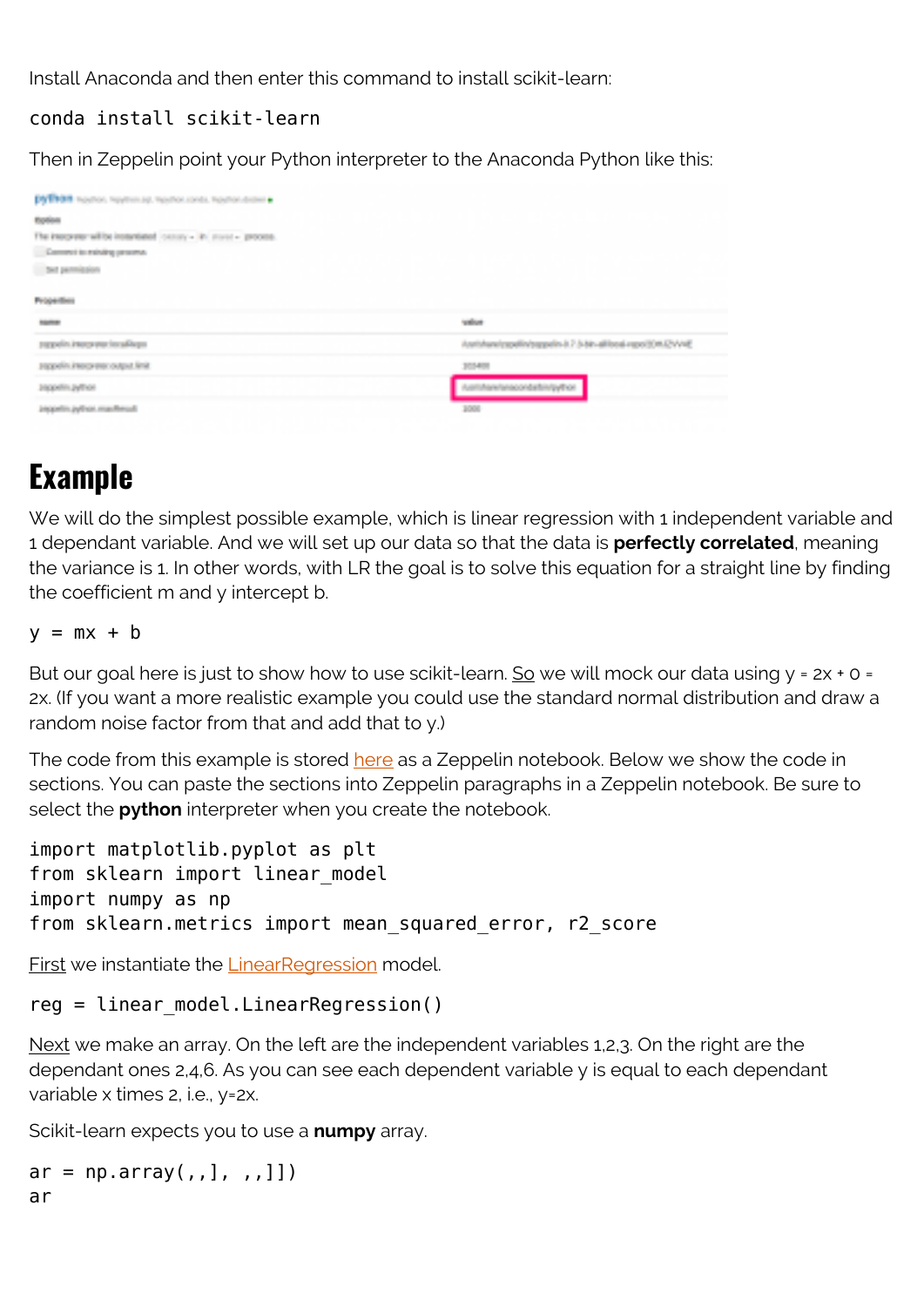Install Anaconda and then enter this command to install scikit-learn:

```
conda install scikit-learn
```

Then in Zeppelin point your Python interpreter to the Anaconda Python like this:

# Example

We will do the simplest possible example, which is linear regression with 1 independent variable and 1 dependant variable. And we will set up our data so that the data is **perfectly correlated**, meaning the variance is 1. In other words, with LR the goal is to solve this equation for a straight line by finding the coefficient m and y intercept b.

```
y = mx + b
```

But our goal here is just to show how to use scikit-learn. So we will mock our data using y = 2x + 0 = 2x. (If you want a more realistic example you could use the standard normal distribution and draw a random noise factor from that and add that to y.)

The code from this example is stored here as a Zeppelin notebook. Below we show the code in sections. You can paste the sections into Zeppelin paragraphs in a Zeppelin notebook. Be sure to select the **python** interpreter when you create the notebook.

```
import matplotlib.pyplot as plt
from sklearn import linear_model
import numpy as np
from sklearn.metrics import mean_squared_error, r2_score
```

First we instantiate the LinearRegression model.

```
reg = linear_model.LinearRegression()
```

Next we make an array. On the left are the independent variables 1,2,3. On the right are the dependant ones 2,4,6. As you can see each dependent variable y is equal to each dependant variable x times 2, i.e., y=2x.

Scikit-learn expects you to use a **numpy** array.

```
ar = np.array(,,], ,,]])
ar
```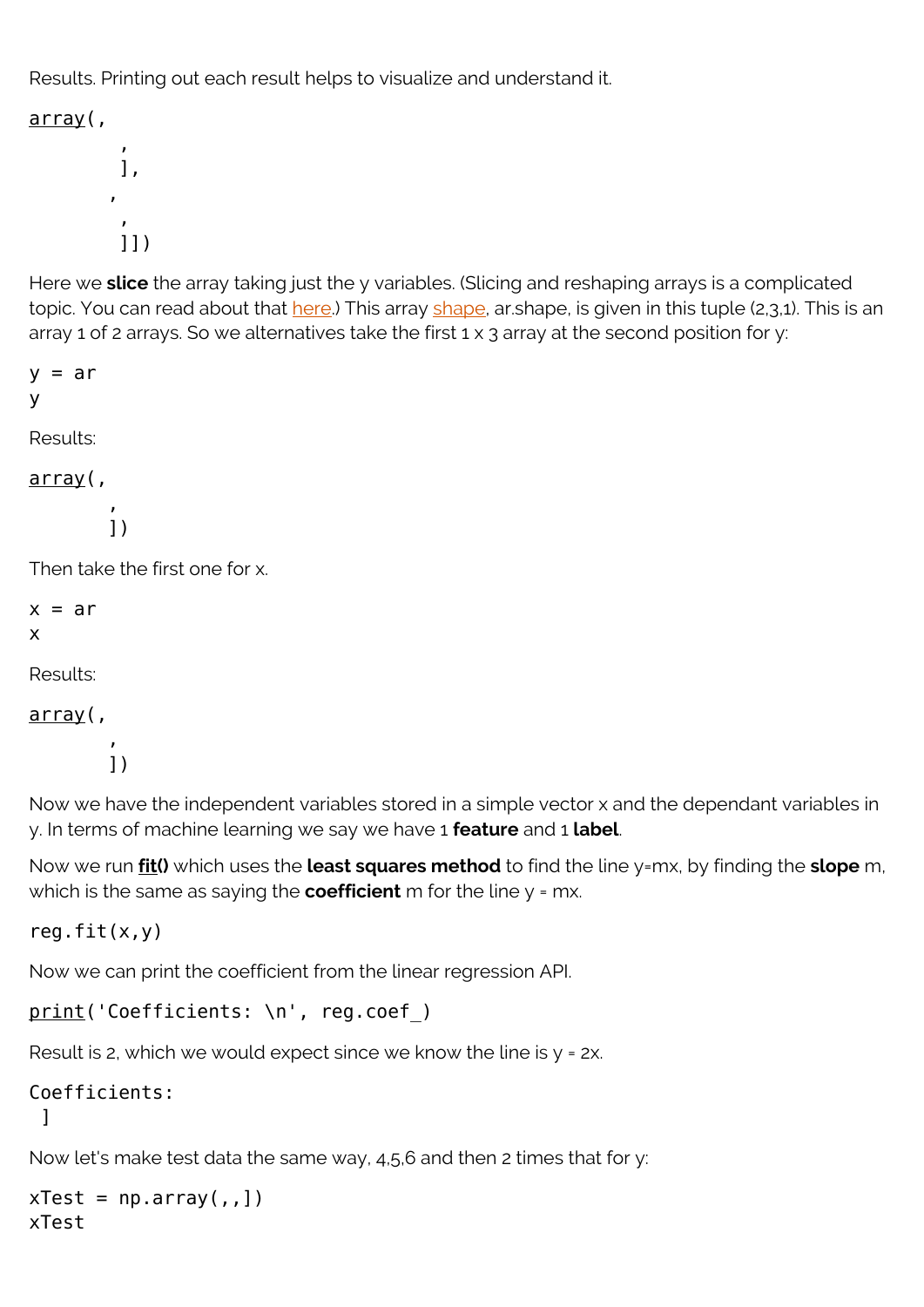Results. Printing out each result helps to visualize and understand it.

```
array(,
        ,
        ],
       ,
        ,
        ]])
```

Here we **slice** the array taking just the y variables. (Slicing and reshaping arrays is a complicated topic. You can read about that here.) This array shape, ar.shape, is given in this tuple (2,3,1). This is an array 1 of 2 arrays. So we alternatives take the first 1 x 3 array at the second position for y:

```
y = ar
y
```

Results:

```
array(,
       ,
       ])
```

Then take the first one for x.

```
x = ar
x
```

Results:

```
array(,
       ,
       ])
```

Now we have the independent variables stored in a simple vector x and the dependant variables in y. In terms of machine learning we say we have 1 **feature** and 1 **label**.

Now we run **fit()** which uses the **least squares method** to find the line y=mx, by finding the **slope** m, which is the same as saying the **coefficient** m for the line y = mx.

```
reg.fit(x,y)
```

Now we can print the coefficient from the linear regression API.

```
print('Coefficients: \n', reg.coef_)
```

Result is 2, which we would expect since we know the line is y = 2x.

```
Coefficients:
 ]
```

Now let's make test data the same way, 4,5,6 and then 2 times that for y:

```
xTest = np.array(,,])
xTest
```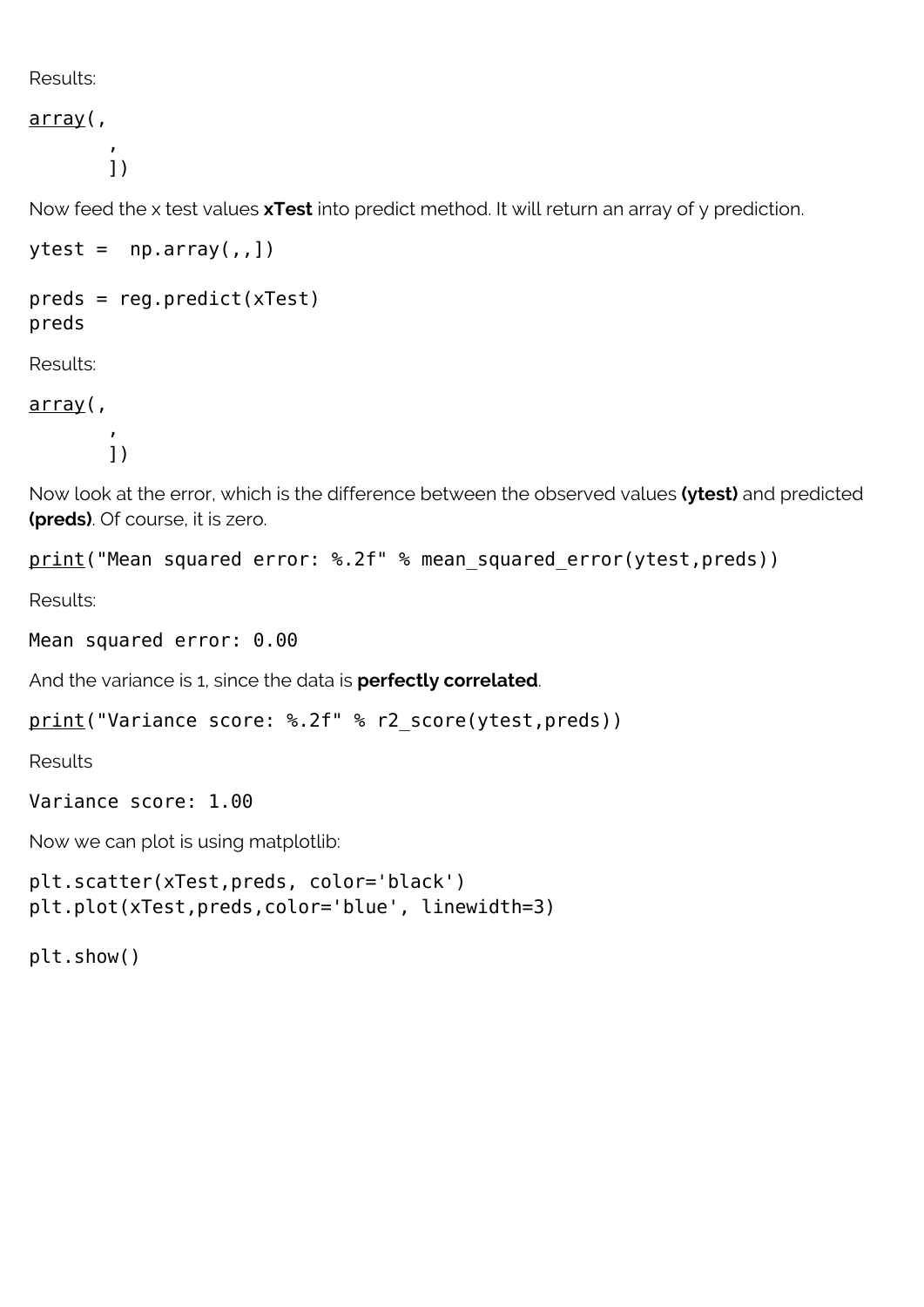Results:

```
array(,
       ,
       ])
```

Now feed the x test values **xTest** into predict method. It will return an array of y prediction.

```
ytest =  np.array(,,])

preds = reg.predict(xTest)
preds
```

Results:

```
array(,
       ,
       ])
```

Now look at the error, which is the difference between the observed values **(ytest)** and predicted **(preds)**. Of course, it is zero.

```
print("Mean squared error: %.2f" % mean_squared_error(ytest,preds))
```

Results:

```
Mean squared error: 0.00
```

And the variance is 1, since the data is **perfectly correlated**.

```
print("Variance score: %.2f" % r2_score(ytest,preds))
```

Results

```
Variance score: 1.00
```

Now we can plot is using matplotlib:

```
plt.scatter(xTest,preds, color='black')
plt.plot(xTest,preds,color='blue', linewidth=3)

plt.show()
```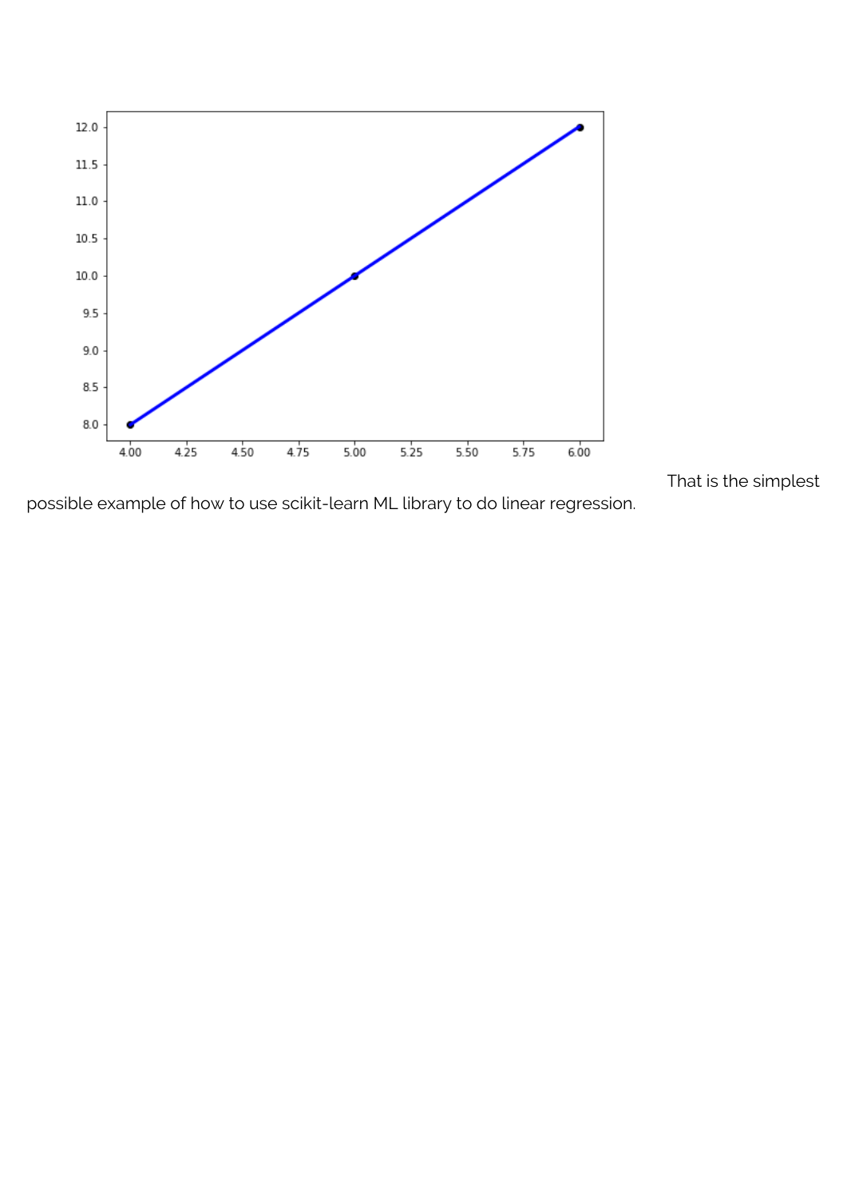12.0
11.5
11.0
10.5
10.0
9.5
9.0
8.5
8.0

4.00
4.25
4.50
4.75
5.00
5.25
5.50
5.75
6.00

That is the simplest possible example of how to use scikit-learn ML library to do linear regression.